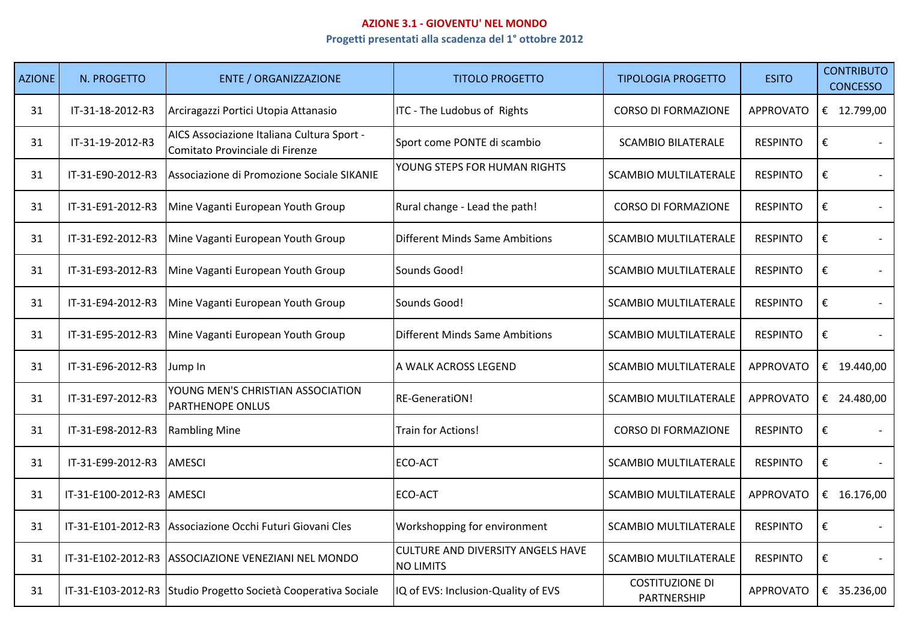# AZIONE 3.1 - GIOVENTU' NEL MONDO

## Progetti presentati alla scadenza del 1° ottobre 2012

| AZIONE | N. PROGETTO | ENTE / ORGANIZZAZIONE | TITOLO PROGETTO | TIPOLOGIA PROGETTO | ESITO | CONTRIBUTO CONCESSO |
|---|---|---|---|---|---|---|
| 31 | IT-31-18-2012-R3 | Arciragazzi Portici Utopia Attanasio | ITC - The Ludobus of Rights | CORSO DI FORMAZIONE | APPROVATO | € 12.799,00 |
| 31 | IT-31-19-2012-R3 | AICS Associazione Italiana Cultura Sport - Comitato Provinciale di Firenze | Sport come PONTE di scambio | SCAMBIO BILATERALE | RESPINTO | € - |
| 31 | IT-31-E90-2012-R3 | Associazione di Promozione Sociale SIKANIE | YOUNG STEPS FOR HUMAN RIGHTS | SCAMBIO MULTILATERALE | RESPINTO | € - |
| 31 | IT-31-E91-2012-R3 | Mine Vaganti European Youth Group | Rural change - Lead the path! | CORSO DI FORMAZIONE | RESPINTO | € - |
| 31 | IT-31-E92-2012-R3 | Mine Vaganti European Youth Group | Different Minds Same Ambitions | SCAMBIO MULTILATERALE | RESPINTO | € - |
| 31 | IT-31-E93-2012-R3 | Mine Vaganti European Youth Group | Sounds Good! | SCAMBIO MULTILATERALE | RESPINTO | € - |
| 31 | IT-31-E94-2012-R3 | Mine Vaganti European Youth Group | Sounds Good! | SCAMBIO MULTILATERALE | RESPINTO | € - |
| 31 | IT-31-E95-2012-R3 | Mine Vaganti European Youth Group | Different Minds Same Ambitions | SCAMBIO MULTILATERALE | RESPINTO | € - |
| 31 | IT-31-E96-2012-R3 | Jump In | A WALK ACROSS LEGEND | SCAMBIO MULTILATERALE | APPROVATO | € 19.440,00 |
| 31 | IT-31-E97-2012-R3 | YOUNG MEN'S CHRISTIAN ASSOCIATION PARTHENOPE ONLUS | RE-GeneratiON! | SCAMBIO MULTILATERALE | APPROVATO | € 24.480,00 |
| 31 | IT-31-E98-2012-R3 | Rambling Mine | Train for Actions! | CORSO DI FORMAZIONE | RESPINTO | € - |
| 31 | IT-31-E99-2012-R3 | AMESCI | ECO-ACT | SCAMBIO MULTILATERALE | RESPINTO | € - |
| 31 | IT-31-E100-2012-R3 | AMESCI | ECO-ACT | SCAMBIO MULTILATERALE | APPROVATO | € 16.176,00 |
| 31 | IT-31-E101-2012-R3 | Associazione Occhi Futuri Giovani Cles | Workshopping for environment | SCAMBIO MULTILATERALE | RESPINTO | € - |
| 31 | IT-31-E102-2012-R3 | ASSOCIAZIONE VENEZIANI NEL MONDO | CULTURE AND DIVERSITY ANGELS HAVE NO LIMITS | SCAMBIO MULTILATERALE | RESPINTO | € - |
| 31 | IT-31-E103-2012-R3 | Studio Progetto Società Cooperativa Sociale | IQ of EVS: Inclusion-Quality of EVS | COSTITUZIONE DI PARTNERSHIP | APPROVATO | € 35.236,00 |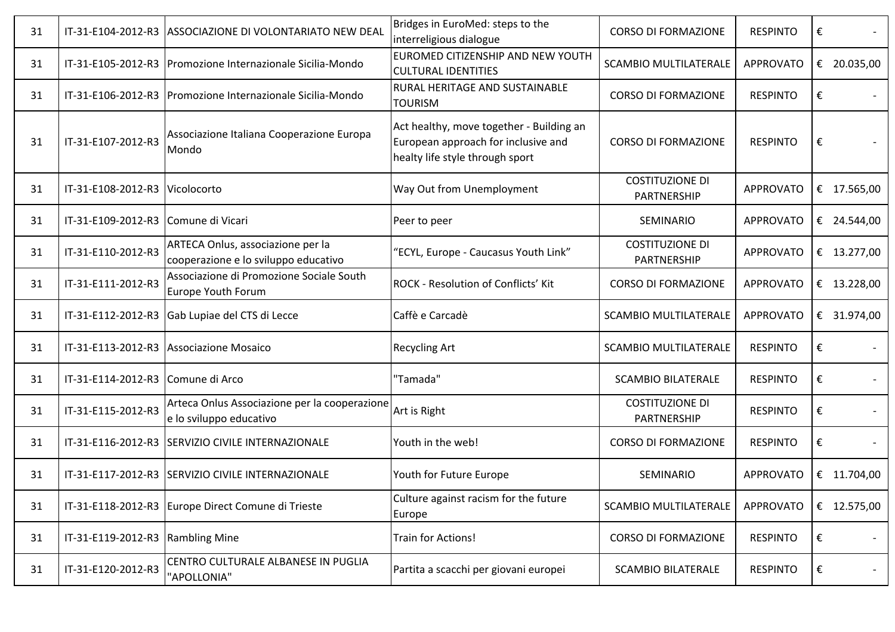| 31 | IT-31-E104-2012-R3 | ASSOCIAZIONE DI VOLONTARIATO NEW DEAL | Bridges in EuroMed: steps to the interreligious dialogue | CORSO DI FORMAZIONE | RESPINTO | € - |
|---|---|---|---|---|---|---|
| 31 | IT-31-E105-2012-R3 | Promozione Internazionale Sicilia-Mondo | EUROMED CITIZENSHIP AND NEW YOUTH CULTURAL IDENTITIES | SCAMBIO MULTILATERALE | APPROVATO | € 20.035,00 |
| 31 | IT-31-E106-2012-R3 | Promozione Internazionale Sicilia-Mondo | RURAL HERITAGE AND SUSTAINABLE TOURISM | CORSO DI FORMAZIONE | RESPINTO | € - |
| 31 | IT-31-E107-2012-R3 | Associazione Italiana Cooperazione Europa Mondo | Act healthy, move together - Building an European approach for inclusive and healty life style through sport | CORSO DI FORMAZIONE | RESPINTO | € - |
| 31 | IT-31-E108-2012-R3 | Vicolocorto | Way Out from Unemployment | COSTITUZIONE DI PARTNERSHIP | APPROVATO | € 17.565,00 |
| 31 | IT-31-E109-2012-R3 | Comune di Vicari | Peer to peer | SEMINARIO | APPROVATO | € 24.544,00 |
| 31 | IT-31-E110-2012-R3 | ARTECA Onlus, associazione per la cooperazione e lo sviluppo educativo | "ECYL, Europe - Caucasus Youth Link" | COSTITUZIONE DI PARTNERSHIP | APPROVATO | € 13.277,00 |
| 31 | IT-31-E111-2012-R3 | Associazione di Promozione Sociale South Europe Youth Forum | ROCK - Resolution of Conflicts' Kit | CORSO DI FORMAZIONE | APPROVATO | € 13.228,00 |
| 31 | IT-31-E112-2012-R3 | Gab Lupiae del CTS di Lecce | Caffè e Carcadè | SCAMBIO MULTILATERALE | APPROVATO | € 31.974,00 |
| 31 | IT-31-E113-2012-R3 | Associazione Mosaico | Recycling Art | SCAMBIO MULTILATERALE | RESPINTO | € - |
| 31 | IT-31-E114-2012-R3 | Comune di Arco | "Tamada" | SCAMBIO BILATERALE | RESPINTO | € - |
| 31 | IT-31-E115-2012-R3 | Arteca Onlus Associazione per la cooperazione e lo sviluppo educativo | Art is Right | COSTITUZIONE DI PARTNERSHIP | RESPINTO | € - |
| 31 | IT-31-E116-2012-R3 | SERVIZIO CIVILE INTERNAZIONALE | Youth in the web! | CORSO DI FORMAZIONE | RESPINTO | € - |
| 31 | IT-31-E117-2012-R3 | SERVIZIO CIVILE INTERNAZIONALE | Youth for Future Europe | SEMINARIO | APPROVATO | € 11.704,00 |
| 31 | IT-31-E118-2012-R3 | Europe Direct Comune di Trieste | Culture against racism for the future Europe | SCAMBIO MULTILATERALE | APPROVATO | € 12.575,00 |
| 31 | IT-31-E119-2012-R3 | Rambling Mine | Train for Actions! | CORSO DI FORMAZIONE | RESPINTO | € - |
| 31 | IT-31-E120-2012-R3 | CENTRO CULTURALE ALBANESE IN PUGLIA "APOLLONIA" | Partita a scacchi per giovani europei | SCAMBIO BILATERALE | RESPINTO | € - |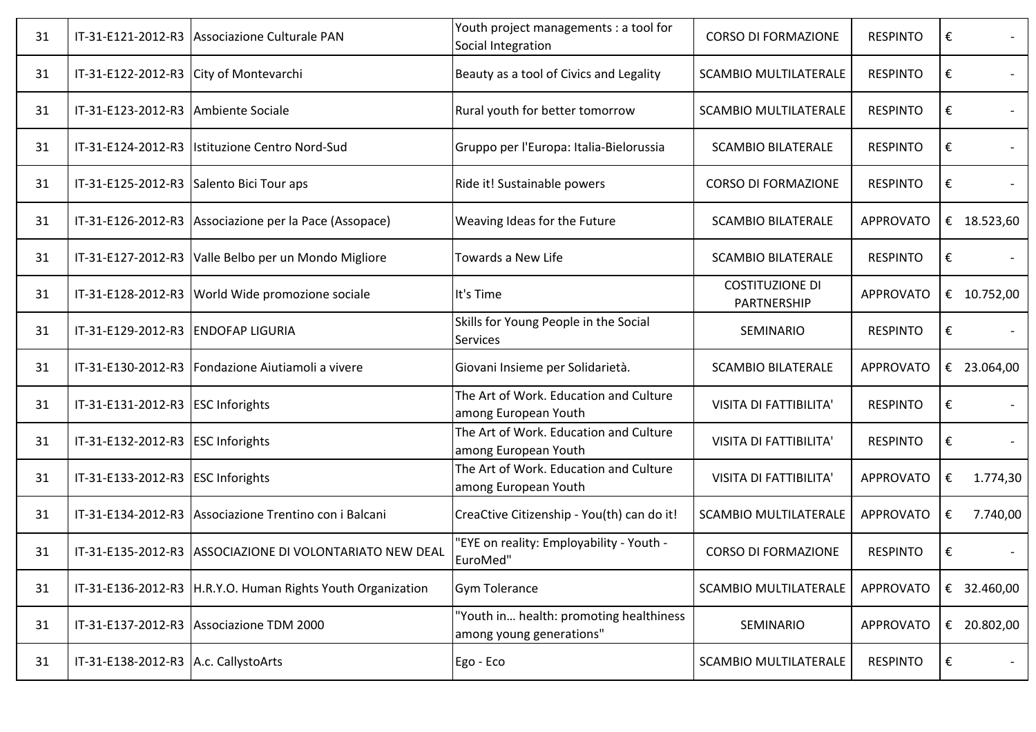| | | | | | | |
|---|---|---|---|---|---|---|
| 31 | IT-31-E121-2012-R3 | Associazione Culturale PAN | Youth project managements : a tool for Social Integration | CORSO DI FORMAZIONE | RESPINTO | € - |
| 31 | IT-31-E122-2012-R3 | City of Montevarchi | Beauty as a tool of Civics and Legality | SCAMBIO MULTILATERALE | RESPINTO | € - |
| 31 | IT-31-E123-2012-R3 | Ambiente Sociale | Rural youth for better tomorrow | SCAMBIO MULTILATERALE | RESPINTO | € - |
| 31 | IT-31-E124-2012-R3 | Istituzione Centro Nord-Sud | Gruppo per l'Europa: Italia-Bielorussia | SCAMBIO BILATERALE | RESPINTO | € - |
| 31 | IT-31-E125-2012-R3 | Salento Bici Tour aps | Ride it! Sustainable powers | CORSO DI FORMAZIONE | RESPINTO | € - |
| 31 | IT-31-E126-2012-R3 | Associazione per la Pace (Assopace) | Weaving Ideas for the Future | SCAMBIO BILATERALE | APPROVATO | € 18.523,60 |
| 31 | IT-31-E127-2012-R3 | Valle Belbo per un Mondo Migliore | Towards a New Life | SCAMBIO BILATERALE | RESPINTO | € - |
| 31 | IT-31-E128-2012-R3 | World Wide promozione sociale | It's Time | COSTITUZIONE DI PARTNERSHIP | APPROVATO | € 10.752,00 |
| 31 | IT-31-E129-2012-R3 | ENDOFAP LIGURIA | Skills for Young People in the Social Services | SEMINARIO | RESPINTO | € - |
| 31 | IT-31-E130-2012-R3 | Fondazione Aiutiamoli a vivere | Giovani Insieme per Solidarietà. | SCAMBIO BILATERALE | APPROVATO | € 23.064,00 |
| 31 | IT-31-E131-2012-R3 | ESC Inforights | The Art of Work. Education and Culture among European Youth | VISITA DI FATTIBILITA' | RESPINTO | € - |
| 31 | IT-31-E132-2012-R3 | ESC Inforights | The Art of Work. Education and Culture among European Youth | VISITA DI FATTIBILITA' | RESPINTO | € - |
| 31 | IT-31-E133-2012-R3 | ESC Inforights | The Art of Work. Education and Culture among European Youth | VISITA DI FATTIBILITA' | APPROVATO | € 1.774,30 |
| 31 | IT-31-E134-2012-R3 | Associazione Trentino con i Balcani | CreaCtive Citizenship - You(th) can do it! | SCAMBIO MULTILATERALE | APPROVATO | € 7.740,00 |
| 31 | IT-31-E135-2012-R3 | ASSOCIAZIONE DI VOLONTARIATO NEW DEAL | "EYE on reality: Employability - Youth - EuroMed" | CORSO DI FORMAZIONE | RESPINTO | € - |
| 31 | IT-31-E136-2012-R3 | H.R.Y.O. Human Rights Youth Organization | Gym Tolerance | SCAMBIO MULTILATERALE | APPROVATO | € 32.460,00 |
| 31 | IT-31-E137-2012-R3 | Associazione TDM 2000 | "Youth in… health: promoting healthiness among young generations" | SEMINARIO | APPROVATO | € 20.802,00 |
| 31 | IT-31-E138-2012-R3 | A.c. CallystoArts | Ego - Eco | SCAMBIO MULTILATERALE | RESPINTO | € - |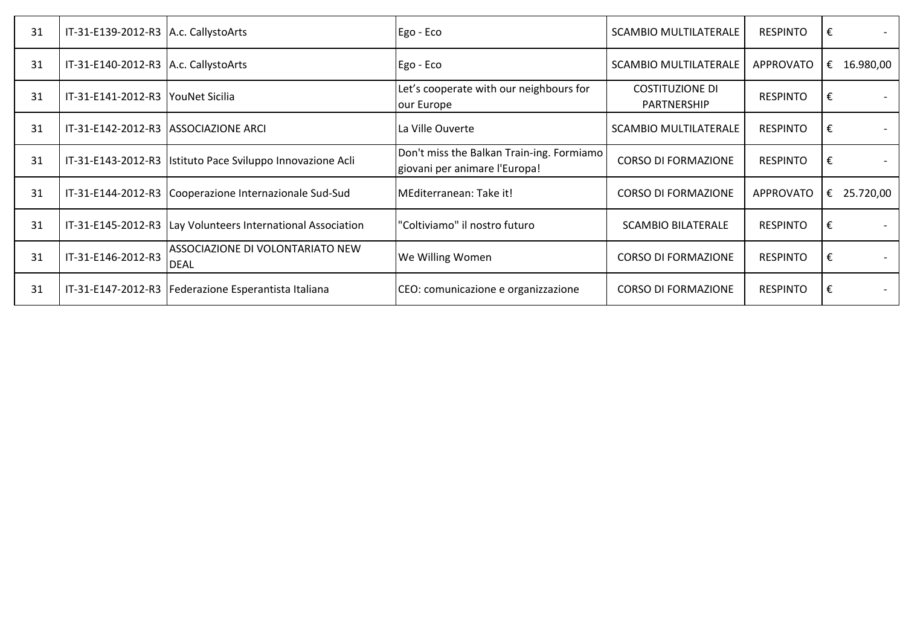| | | | | | | |
|---|---|---|---|---|---|---|
| 31 | IT-31-E139-2012-R3 | A.c. CallystoArts | Ego - Eco | SCAMBIO MULTILATERALE | RESPINTO | € - |
| 31 | IT-31-E140-2012-R3 | A.c. CallystoArts | Ego - Eco | SCAMBIO MULTILATERALE | APPROVATO | € 16.980,00 |
| 31 | IT-31-E141-2012-R3 | YouNet Sicilia | Let's cooperate with our neighbours for our Europe | COSTITUZIONE DI PARTNERSHIP | RESPINTO | € - |
| 31 | IT-31-E142-2012-R3 | ASSOCIAZIONE ARCI | La Ville Ouverte | SCAMBIO MULTILATERALE | RESPINTO | € - |
| 31 | IT-31-E143-2012-R3 | Istituto Pace Sviluppo Innovazione Acli | Don't miss the Balkan Train-ing. Formiamo giovani per animare l'Europa! | CORSO DI FORMAZIONE | RESPINTO | € - |
| 31 | IT-31-E144-2012-R3 | Cooperazione Internazionale Sud-Sud | MEditerranean: Take it! | CORSO DI FORMAZIONE | APPROVATO | € 25.720,00 |
| 31 | IT-31-E145-2012-R3 | Lay Volunteers International Association | "Coltiviamo" il nostro futuro | SCAMBIO BILATERALE | RESPINTO | € - |
| 31 | IT-31-E146-2012-R3 | ASSOCIAZIONE DI VOLONTARIATO NEW DEAL | We Willing Women | CORSO DI FORMAZIONE | RESPINTO | € - |
| 31 | IT-31-E147-2012-R3 | Federazione Esperantista Italiana | CEO: comunicazione e organizzazione | CORSO DI FORMAZIONE | RESPINTO | € - |